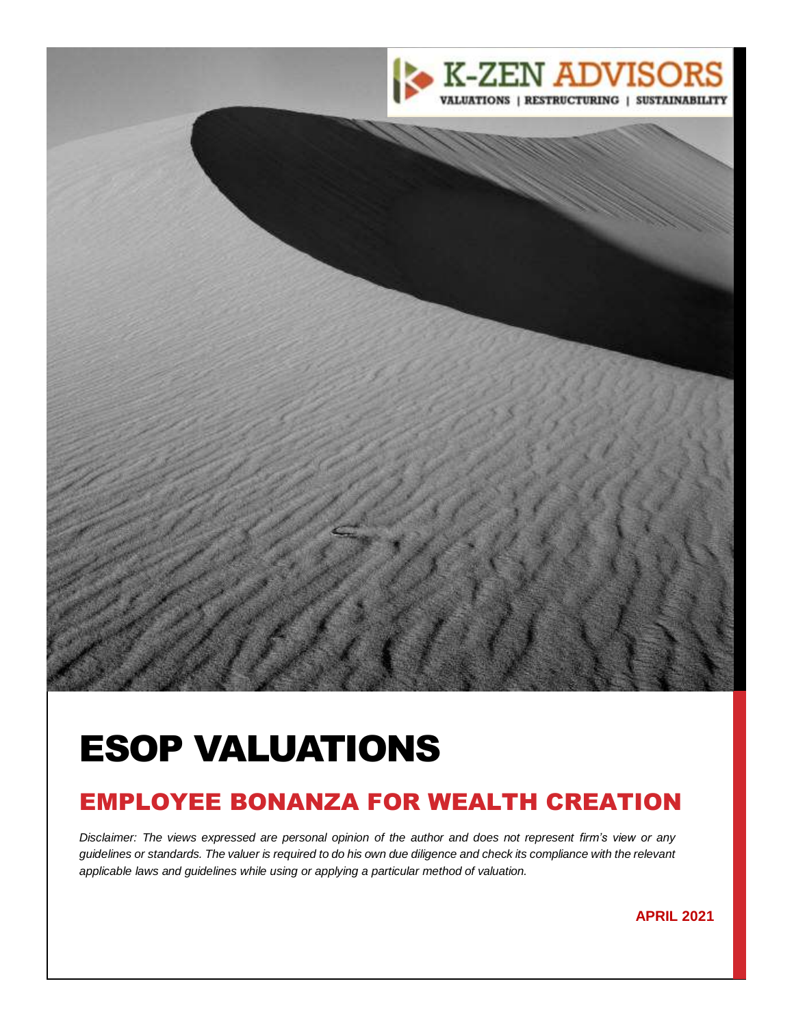K-ZEN ADVISORS

VALUATIONS | RESTRUCTURING | SUSTAINABILITY

# ESOP VALUATIONS

## EMPLOYEE BONANZA FOR WEALTH CREATION

*Disclaimer: The views expressed are personal opinion of the author and does not represent firm's view or any guidelines or standards. The valuer is required to do his own due diligence and check its compliance with the relevant applicable laws and guidelines while using or applying a particular method of valuation.*

**APRIL 2021**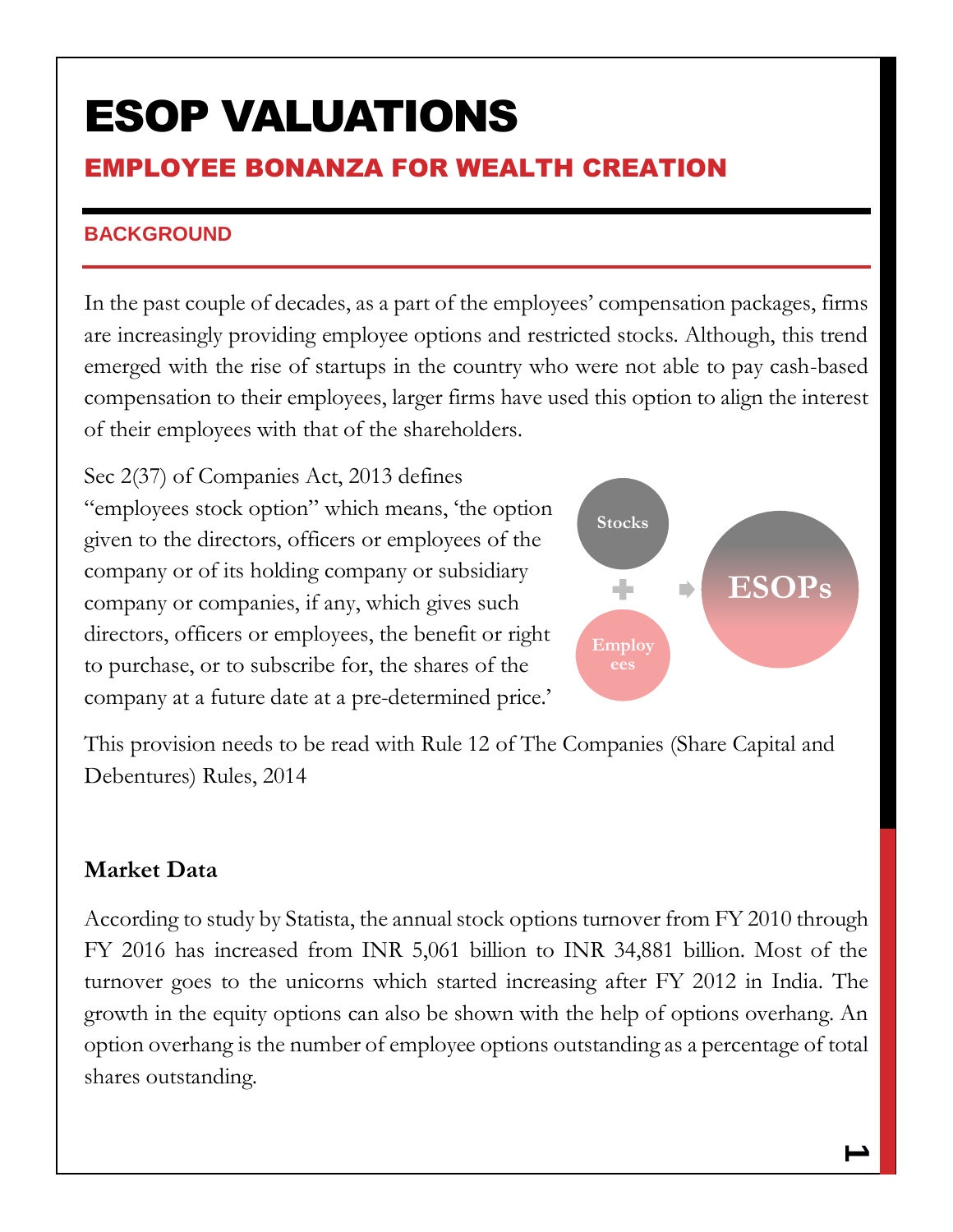# ESOP VALUATIONS

## EMPLOYEE BONANZA FOR WEALTH CREATION

### BACKGROUND

In the past couple of decades, as a part of the employees' compensation packages, firms are increasingly providing employee options and restricted stocks. Although, this trend emerged with the rise of startups in the country who were not able to pay cash-based compensation to their employees, larger firms have used this option to align the interest of their employees with that of the shareholders.

Sec 2(37) of Companies Act, 2013 defines "employees stock option" which means, 'the option given to the directors, officers or employees of the company or of its holding company or subsidiary company or companies, if any, which gives such directors, officers or employees, the benefit or right to purchase, or to subscribe for, the shares of the company at a future date at a pre-determined price.'

Stocks + Employees → ESOPs

This provision needs to be read with Rule 12 of The Companies (Share Capital and Debentures) Rules, 2014

**Market Data**

According to study by Statista, the annual stock options turnover from FY 2010 through FY 2016 has increased from INR 5,061 billion to INR 34,881 billion. Most of the turnover goes to the unicorns which started increasing after FY 2012 in India. The growth in the equity options can also be shown with the help of options overhang. An option overhang is the number of employee options outstanding as a percentage of total shares outstanding.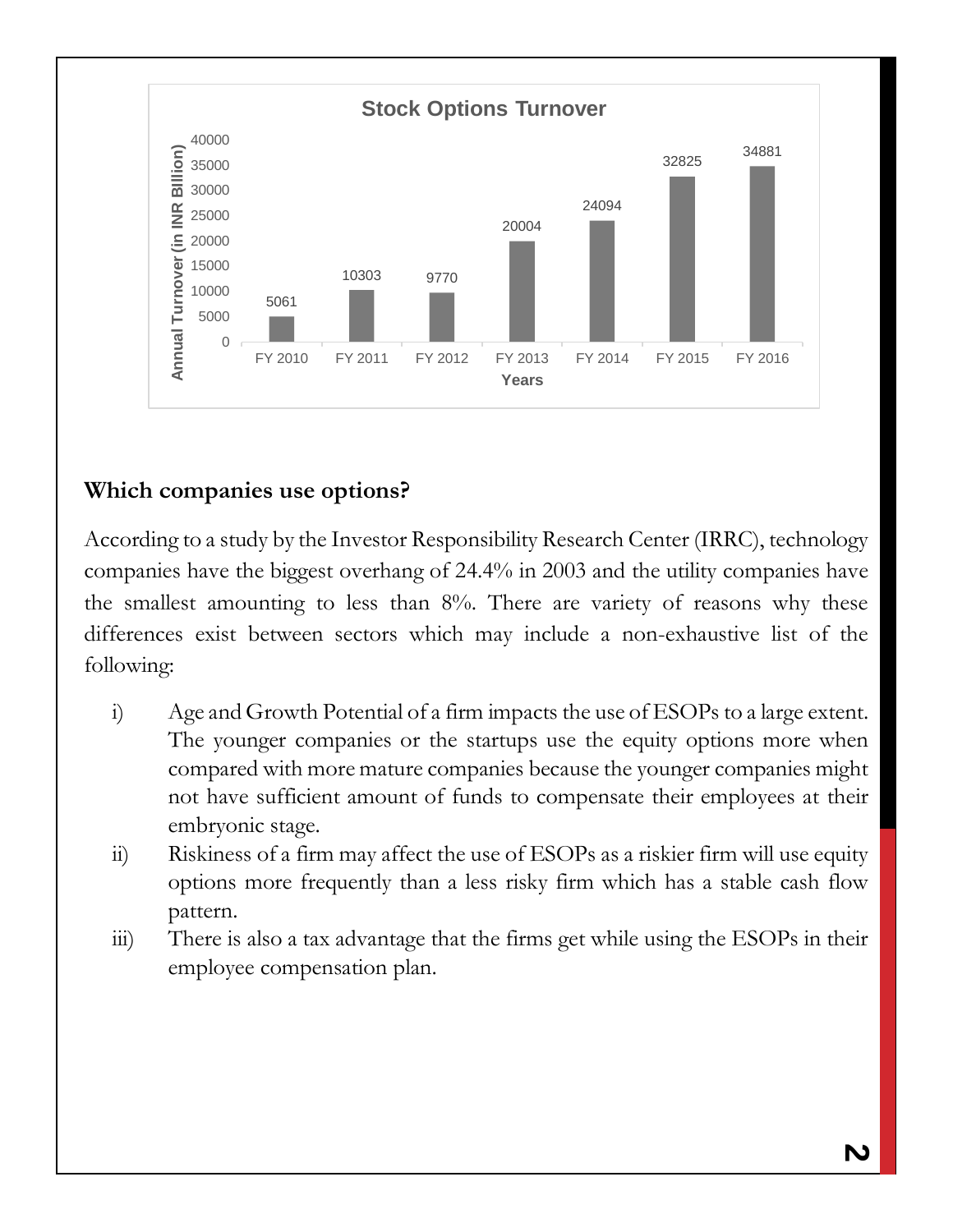**Stock Options Turnover**

| Years | Annual Turnover (in INR Billion) |
|---|---|
| FY 2010 | 5061 |
| FY 2011 | 10303 |
| FY 2012 | 9770 |
| FY 2013 | 20004 |
| FY 2014 | 24094 |
| FY 2015 | 32825 |
| FY 2016 | 34881 |

## Which companies use options?

According to a study by the Investor Responsibility Research Center (IRRC), technology companies have the biggest overhang of 24.4% in 2003 and the utility companies have the smallest amounting to less than 8%. There are variety of reasons why these differences exist between sectors which may include a non-exhaustive list of the following:

i) Age and Growth Potential of a firm impacts the use of ESOPs to a large extent. The younger companies or the startups use the equity options more when compared with more mature companies because the younger companies might not have sufficient amount of funds to compensate their employees at their embryonic stage.

ii) Riskiness of a firm may affect the use of ESOPs as a riskier firm will use equity options more frequently than a less risky firm which has a stable cash flow pattern.

iii) There is also a tax advantage that the firms get while using the ESOPs in their employee compensation plan.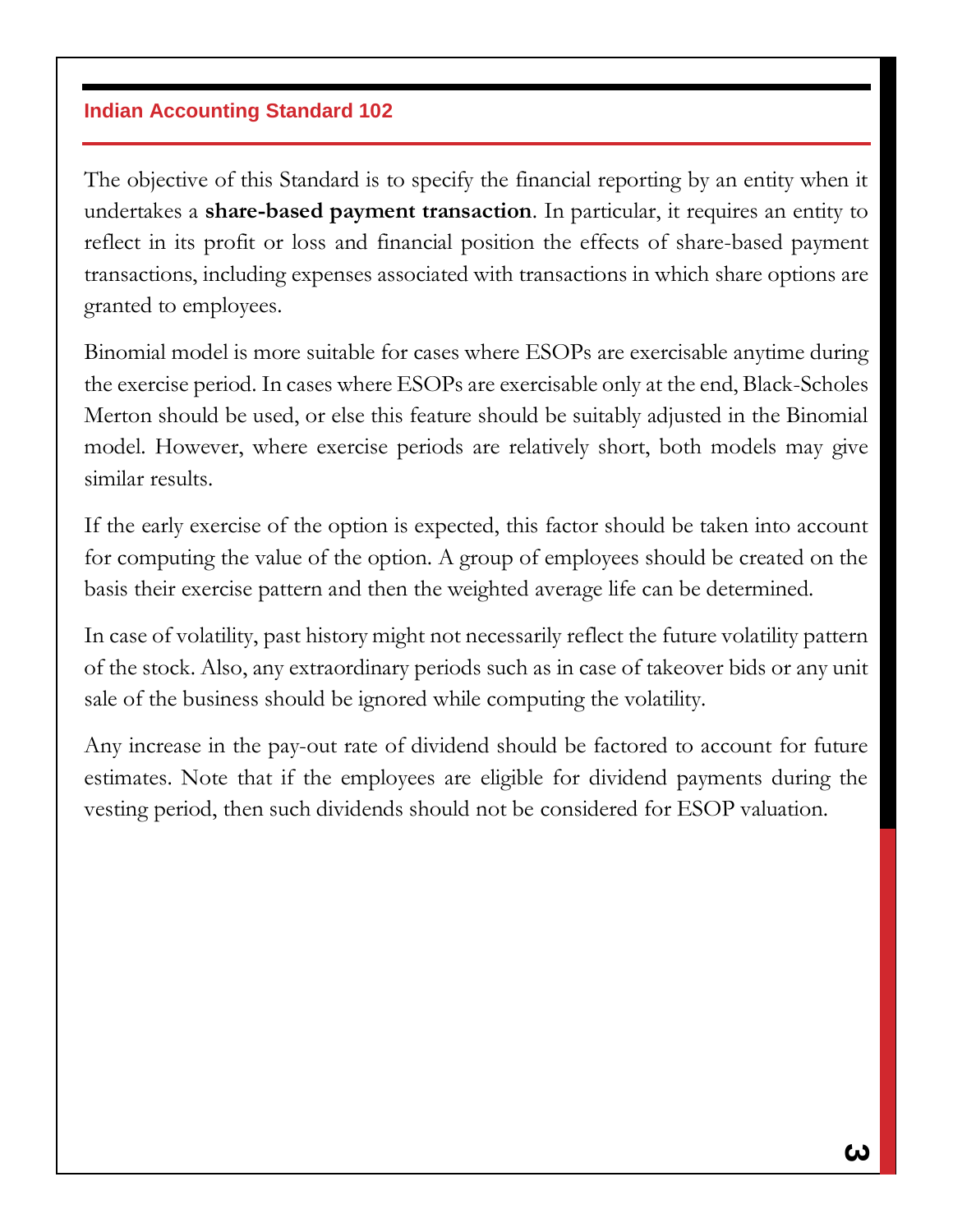## Indian Accounting Standard 102

The objective of this Standard is to specify the financial reporting by an entity when it undertakes a **share-based payment transaction**. In particular, it requires an entity to reflect in its profit or loss and financial position the effects of share-based payment transactions, including expenses associated with transactions in which share options are granted to employees.

Binomial model is more suitable for cases where ESOPs are exercisable anytime during the exercise period. In cases where ESOPs are exercisable only at the end, Black-Scholes Merton should be used, or else this feature should be suitably adjusted in the Binomial model. However, where exercise periods are relatively short, both models may give similar results.

If the early exercise of the option is expected, this factor should be taken into account for computing the value of the option. A group of employees should be created on the basis their exercise pattern and then the weighted average life can be determined.

In case of volatility, past history might not necessarily reflect the future volatility pattern of the stock. Also, any extraordinary periods such as in case of takeover bids or any unit sale of the business should be ignored while computing the volatility.

Any increase in the pay-out rate of dividend should be factored to account for future estimates. Note that if the employees are eligible for dividend payments during the vesting period, then such dividends should not be considered for ESOP valuation.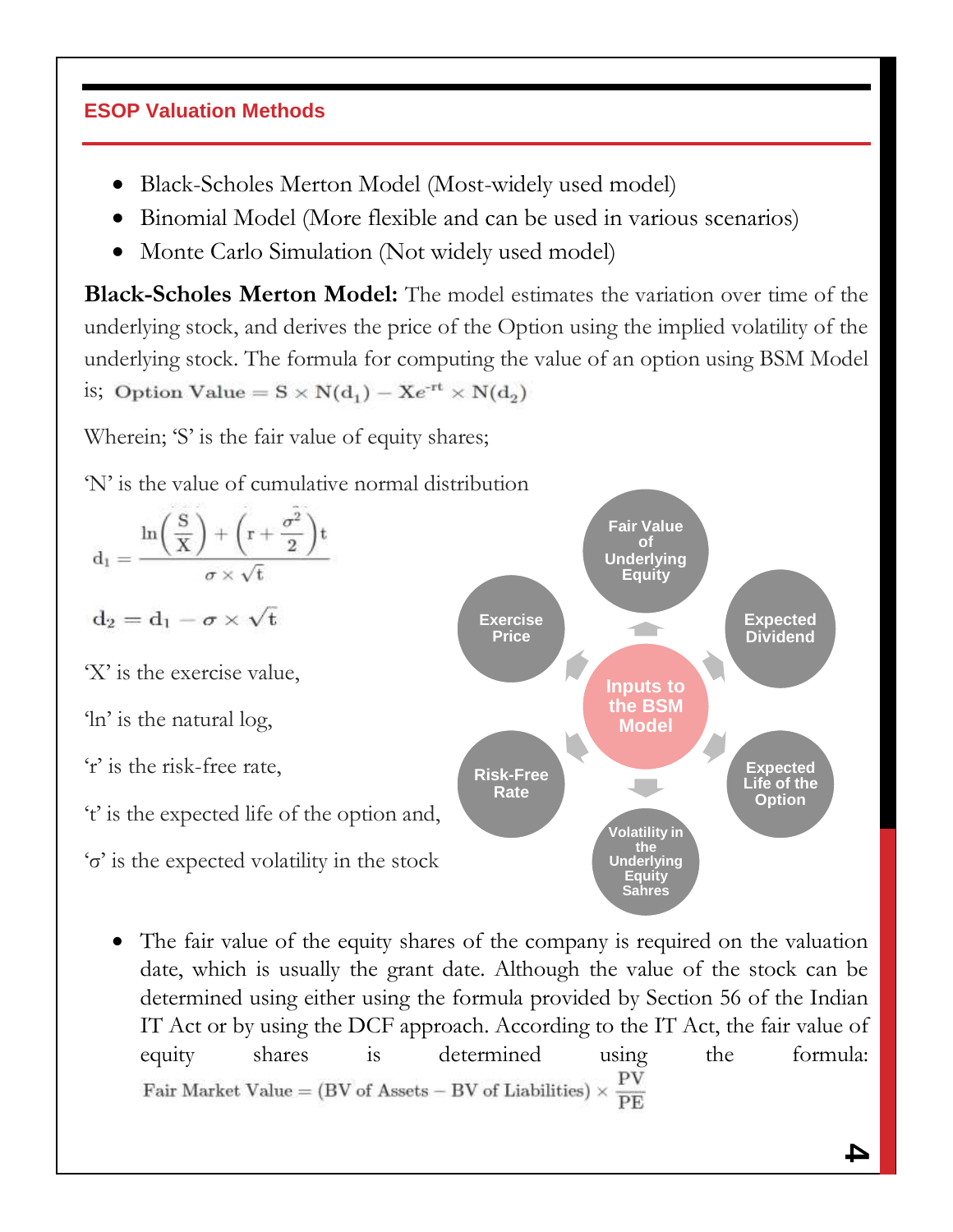## ESOP Valuation Methods

- Black-Scholes Merton Model (Most-widely used model)
- Binomial Model (More flexible and can be used in various scenarios)
- Monte Carlo Simulation (Not widely used model)

**Black-Scholes Merton Model:** The model estimates the variation over time of the underlying stock, and derives the price of the Option using the implied volatility of the underlying stock. The formula for computing the value of an option using BSM Model is; $\text{Option Value} = S \times N(d_1) - Xe^{-rt} \times N(d_2)$

Wherein; 'S' is the fair value of equity shares;

'N' is the value of cumulative normal distribution

$$d_1 = \frac{\ln\left(\frac{S}{X}\right) + \left(r + \frac{\sigma^2}{2}\right)t}{\sigma \times \sqrt{t}}$$

$$d_2 = d_1 - \sigma \times \sqrt{t}$$

'X' is the exercise value,

'ln' is the natural log,

'r' is the risk-free rate,

't' is the expected life of the option and,

'σ' is the expected volatility in the stock

Inputs to the BSM Model:

- Fair Value of Underlying Equity
- Expected Dividend
- Expected Life of the Option
- Volatility in the Underlying Equity Sahres
- Risk-Free Rate
- Exercise Price

- The fair value of the equity shares of the company is required on the valuation date, which is usually the grant date. Although the value of the stock can be determined using either using the formula provided by Section 56 of the Indian IT Act or by using the DCF approach. According to the IT Act, the fair value of equity shares is determined using the formula: $\text{Fair Market Value} = (\text{BV of Assets} - \text{BV of Liabilities}) \times \frac{\text{PV}}{\text{PE}}$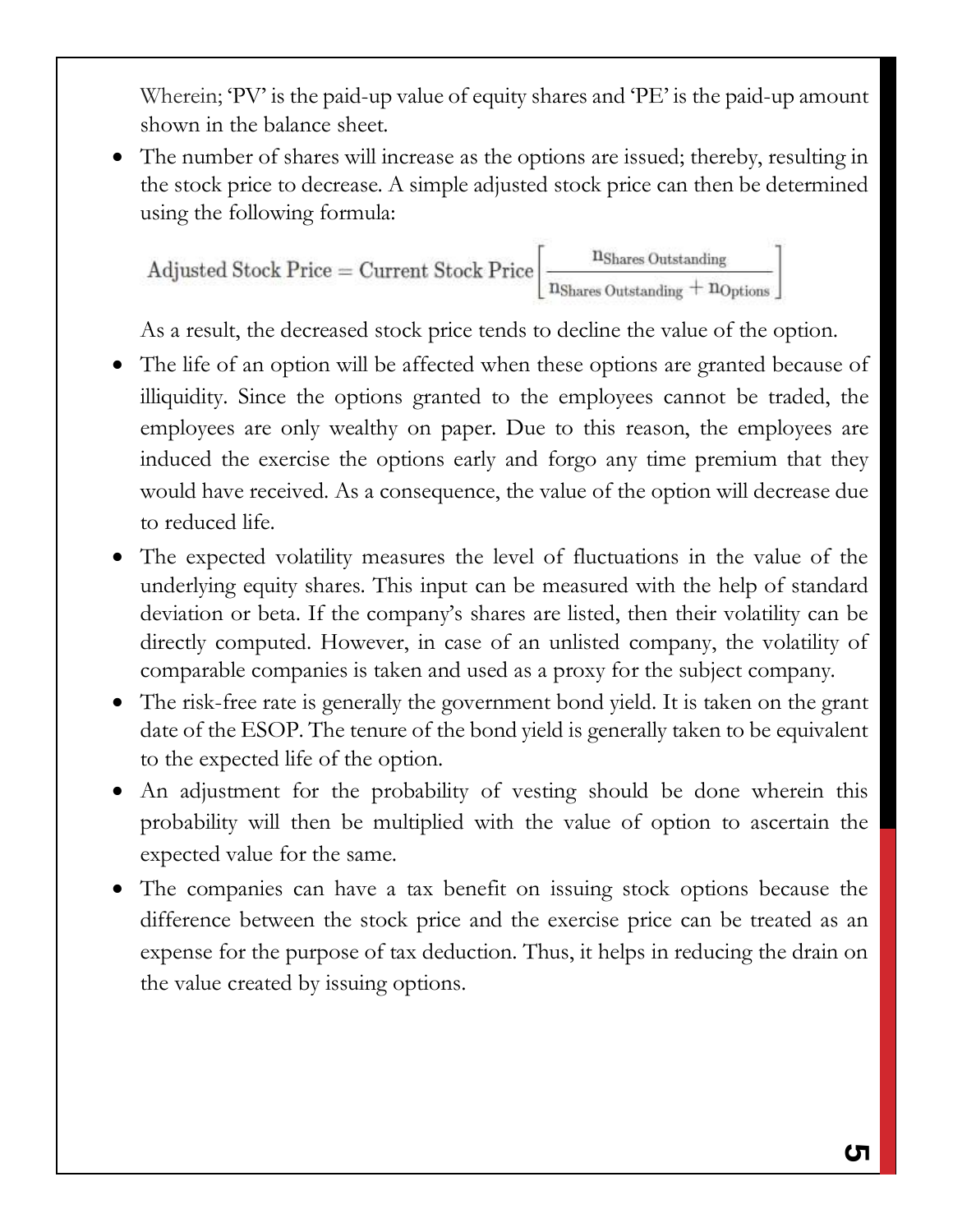Wherein; 'PV' is the paid-up value of equity shares and 'PE' is the paid-up amount shown in the balance sheet.

- The number of shares will increase as the options are issued; thereby, resulting in the stock price to decrease. A simple adjusted stock price can then be determined using the following formula:

$$\text{Adjusted Stock Price} = \text{Current Stock Price}\left[\frac{n_{\text{Shares Outstanding}}}{n_{\text{Shares Outstanding}} + n_{\text{Options}}}\right]$$

  As a result, the decreased stock price tends to decline the value of the option.

- The life of an option will be affected when these options are granted because of illiquidity. Since the options granted to the employees cannot be traded, the employees are only wealthy on paper. Due to this reason, the employees are induced the exercise the options early and forgo any time premium that they would have received. As a consequence, the value of the option will decrease due to reduced life.
- The expected volatility measures the level of fluctuations in the value of the underlying equity shares. This input can be measured with the help of standard deviation or beta. If the company's shares are listed, then their volatility can be directly computed. However, in case of an unlisted company, the volatility of comparable companies is taken and used as a proxy for the subject company.
- The risk-free rate is generally the government bond yield. It is taken on the grant date of the ESOP. The tenure of the bond yield is generally taken to be equivalent to the expected life of the option.
- An adjustment for the probability of vesting should be done wherein this probability will then be multiplied with the value of option to ascertain the expected value for the same.
- The companies can have a tax benefit on issuing stock options because the difference between the stock price and the exercise price can be treated as an expense for the purpose of tax deduction. Thus, it helps in reducing the drain on the value created by issuing options.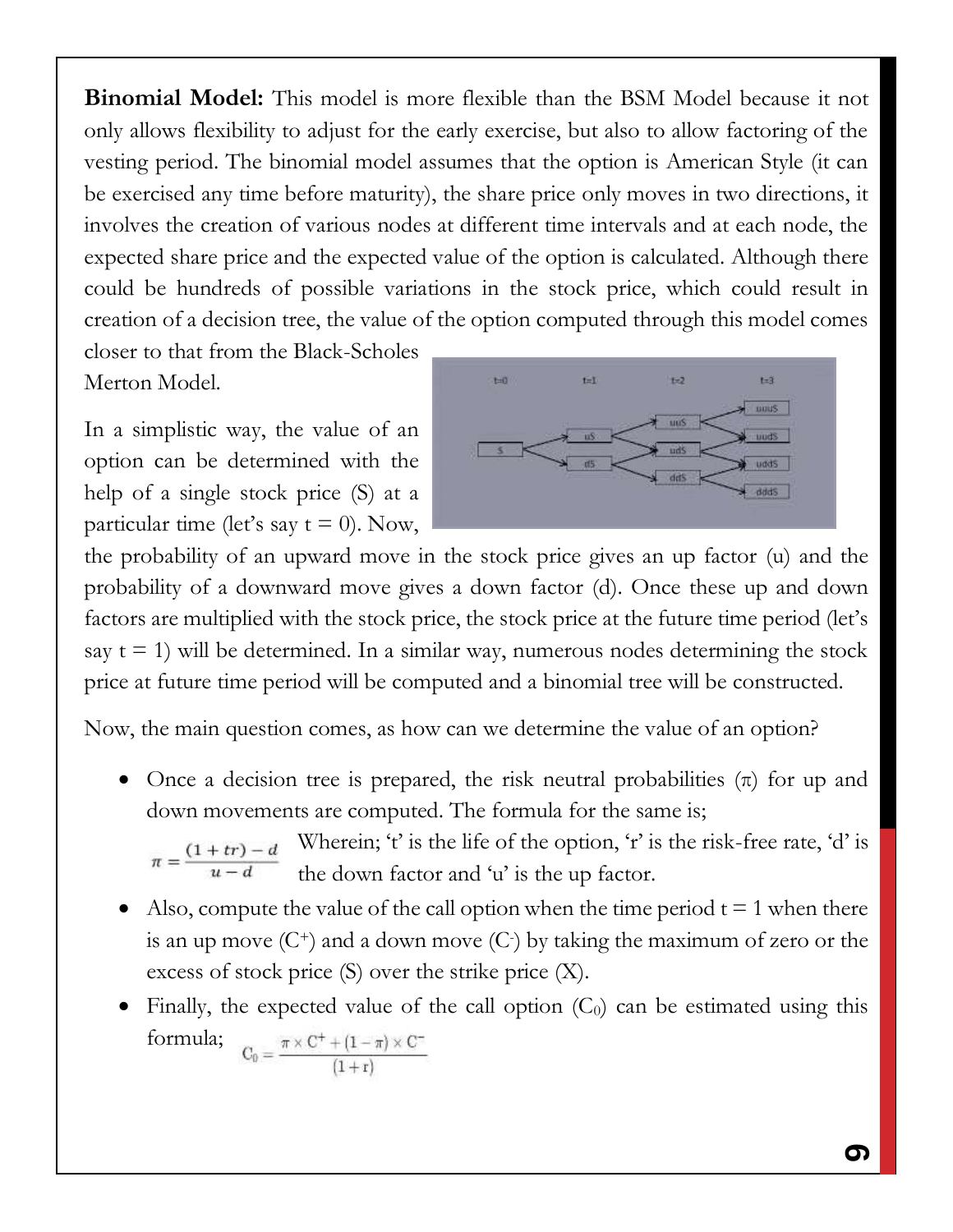**Binomial Model:** This model is more flexible than the BSM Model because it not only allows flexibility to adjust for the early exercise, but also to allow factoring of the vesting period. The binomial model assumes that the option is American Style (it can be exercised any time before maturity), the share price only moves in two directions, it involves the creation of various nodes at different time intervals and at each node, the expected share price and the expected value of the option is calculated. Although there could be hundreds of possible variations in the stock price, which could result in creation of a decision tree, the value of the option computed through this model comes closer to that from the Black-Scholes Merton Model.

In a simplistic way, the value of an option can be determined with the help of a single stock price (S) at a particular time (let's say t = 0). Now, the probability of an upward move in the stock price gives an up factor (u) and the probability of a downward move gives a down factor (d). Once these up and down factors are multiplied with the stock price, the stock price at the future time period (let's say t = 1) will be determined. In a similar way, numerous nodes determining the stock price at future time period will be computed and a binomial tree will be constructed.

Now, the main question comes, as how can we determine the value of an option?

- Once a decision tree is prepared, the risk neutral probabilities ($\pi$) for up and down movements are computed. The formula for the same is;

  $$\pi = \frac{(1 + tr) - d}{u - d}$$

  Wherein; 't' is the life of the option, 'r' is the risk-free rate, 'd' is the down factor and 'u' is the up factor.
- Also, compute the value of the call option when the time period t = 1 when there is an up move ($C^+$) and a down move ($C^-$) by taking the maximum of zero or the excess of stock price (S) over the strike price (X).
- Finally, the expected value of the call option ($C_0$) can be estimated using this formula;

  $$C_0 = \frac{\pi \times C^+ + (1 - \pi) \times C^-}{(1 + r)}$$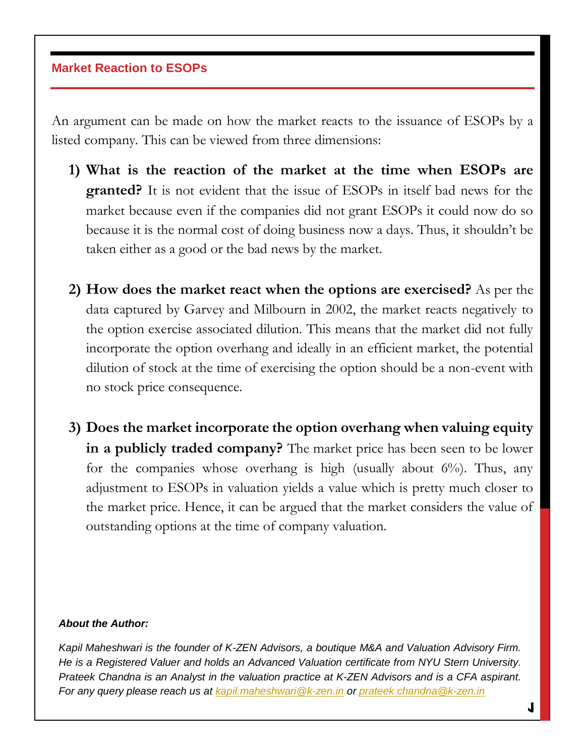## Market Reaction to ESOPs

An argument can be made on how the market reacts to the issuance of ESOPs by a listed company. This can be viewed from three dimensions:

1) **What is the reaction of the market at the time when ESOPs are granted?** It is not evident that the issue of ESOPs in itself bad news for the market because even if the companies did not grant ESOPs it could now do so because it is the normal cost of doing business now a days. Thus, it shouldn't be taken either as a good or the bad news by the market.

2) **How does the market react when the options are exercised?** As per the data captured by Garvey and Milbourn in 2002, the market reacts negatively to the option exercise associated dilution. This means that the market did not fully incorporate the option overhang and ideally in an efficient market, the potential dilution of stock at the time of exercising the option should be a non-event with no stock price consequence.

3) **Does the market incorporate the option overhang when valuing equity in a publicly traded company?** The market price has been seen to be lower for the companies whose overhang is high (usually about 6%). Thus, any adjustment to ESOPs in valuation yields a value which is pretty much closer to the market price. Hence, it can be argued that the market considers the value of outstanding options at the time of company valuation.

***About the Author:***

*Kapil Maheshwari is the founder of K-ZEN Advisors, a boutique M&A and Valuation Advisory Firm. He is a Registered Valuer and holds an Advanced Valuation certificate from NYU Stern University. Prateek Chandna is an Analyst in the valuation practice at K-ZEN Advisors and is a CFA aspirant. For any query please reach us at kapil.maheshwari@k-zen.in or prateek.chandna@k-zen.in*